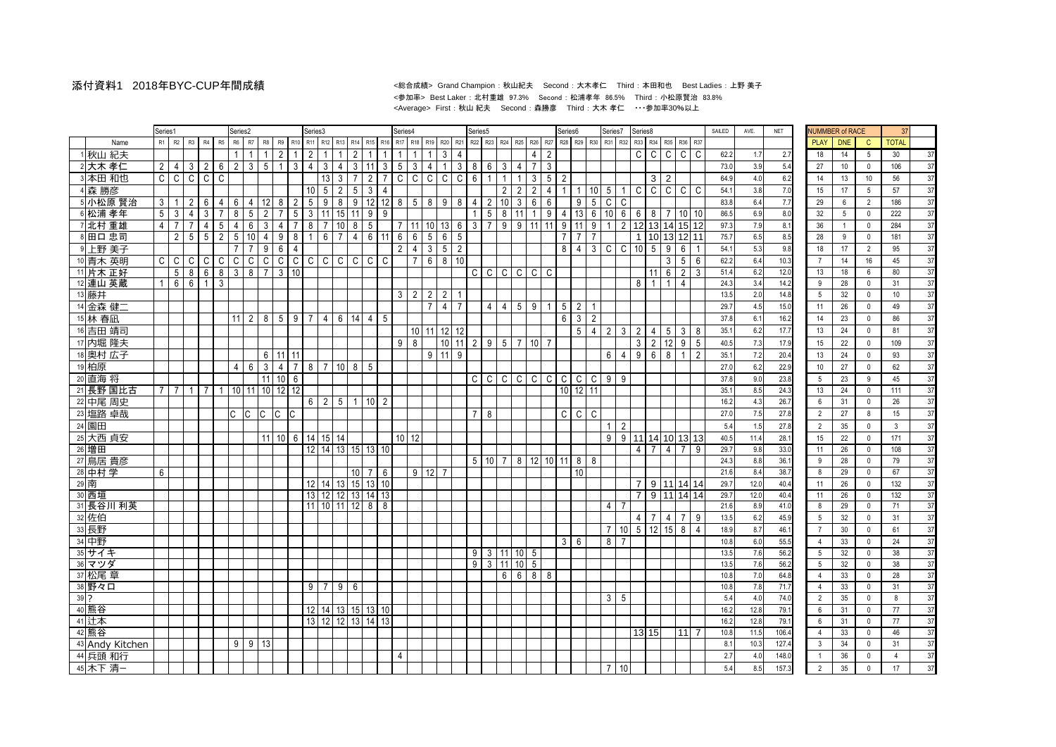# 添付資料1　2018年BYC-CUP年間成績

<総合成績> Grand Champion：秋山紀夫　Second：大木孝仁　Third：本田和也　Best Ladies：上野 美子

<参加率> Best Laker：北村重雄 97.3%　Second：松浦孝年 86.5%　Third：小松原賢治 83.8%

<Average> First：秋山 紀夫　Second：森勝彦　Third：大木 孝仁　・・・参加率30%以上

| | | Series1 | | | | | Series2 | | | | | Series3 | | | | | | Series4 | | | | | Series5 | | | | | | Series6 | | | Series7 | | Series8 | | | | | | | | NUMMBER of RACE | | | 37 | |
|---|---|---|---|---|---|---|---|---|---|---|---|---|---|---|---|---|---|---|---|---|---|---|---|---|---|---|---|---|---|---|---|---|---|---|---|---|---|---|---|---|---|---|---|---|---|---|
| | Name | R1 | R2 | R3 | R4 | R5 | R6 | R7 | R8 | R9 | R10 | R11 | R12 | R13 | R14 | R15 | R16 | R17 | R18 | R19 | R20 | R21 | R22 | R23 | R24 | R25 | R26 | R27 | R28 | R29 | R30 | R31 | R32 | R33 | R34 | R35 | R36 | R37 | SAILED | AVE. | NET | PLAY | DNE | C | TOTAL | |
| 1 | 秋山 紀夫 | | | | | | 1 | 1 | 1 | 2 | 1 | 2 | 1 | 1 | 2 | 1 | 1 | 1 | 1 | 1 | 3 | 4 | | | | | 4 | 2 | | | | | | C | C | C | C | C | 62.2 | 1.7 | 2.7 | 18 | 14 | 5 | 30 | 37 |
| 2 | 大木 孝仁 | 2 | 4 | 3 | 2 | 6 | 2 | 3 | 5 | 1 | 3 | 4 | 3 | 4 | 3 | 11 | 3 | 5 | 3 | 4 | 1 | 3 | 8 | 6 | 3 | 4 | 7 | 3 | | | | | | | | | | | 73.0 | 3.9 | 5.4 | 27 | 10 | 0 | 106 | 37 |
| 3 | 本田 和也 | C | C | C | C | C | | | | | | | 13 | 3 | 7 | 2 | 7 | C | C | C | C | C | 6 | 1 | 1 | 1 | 3 | 5 | 2 | | | | | | 3 | 2 | | | 64.9 | 4.0 | 6.2 | 14 | 13 | 10 | 56 | 37 |
| 4 | 森 勝彦 | | | | | | | | | | | 10 | 5 | 2 | 5 | 3 | 4 | | | | | | | | 2 | 2 | 2 | 4 | 1 | 1 | 10 | 5 | 1 | C | C | C | C | C | 54.1 | 3.8 | 7.0 | 15 | 17 | 5 | 57 | 37 |
| 5 | 小松原 賢治 | 3 | 1 | 2 | 6 | 4 | 6 | 4 | 12 | 8 | 2 | 5 | 9 | 8 | 9 | 12 | 12 | 8 | 5 | 8 | 9 | 8 | 4 | 2 | 10 | 3 | 6 | 6 | | 9 | 5 | C | C | | | | | | 83.8 | 6.4 | 7.7 | 29 | 6 | 2 | 186 | 37 |
| 6 | 松浦 孝年 | 5 | 3 | 4 | 3 | 7 | 8 | 5 | 2 | 7 | 5 | 3 | 11 | 15 | 11 | 9 | 9 | | | | | | 1 | 5 | 8 | 11 | 1 | 9 | 4 | 13 | 6 | 10 | 6 | 6 | 8 | 7 | 10 | 10 | 86.5 | 6.9 | 8.0 | 32 | 5 | 0 | 222 | 37 |
| 7 | 北村 重雄 | 4 | 7 | 7 | 4 | 5 | 4 | 6 | 3 | 4 | 7 | 8 | 7 | 10 | 8 | 5 | | 7 | 11 | 10 | 13 | 6 | 3 | 7 | 9 | 9 | 11 | 11 | 9 | 11 | 9 | 1 | 2 | 12 | 13 | 14 | 15 | 12 | 97.3 | 7.9 | 8.1 | 36 | 1 | 0 | 284 | 37 |
| 8 | 田口 忠司 | | 2 | 5 | 5 | 2 | 5 | 10 | 4 | 9 | 8 | 1 | 6 | 7 | 4 | 6 | 11 | 6 | 6 | 5 | 6 | 5 | | | | | | | 7 | 7 | 7 | | | 1 | 10 | 13 | 12 | 11 | 75.7 | 6.5 | 8.5 | 28 | 9 | 0 | 181 | 37 |
| 9 | 上野 美子 | | | | | | 7 | 7 | 9 | 6 | 4 | | | | | | | 2 | 4 | 3 | 5 | 2 | | | | | | | 8 | 4 | 3 | C | C | 10 | 5 | 9 | 6 | 1 | 54.1 | 5.3 | 9.8 | 18 | 17 | 2 | 95 | 37 |
| 10 | 青木 英明 | C | C | C | C | C | C | C | C | C | C | C | C | C | C | C | C | | 7 | 6 | 8 | 10 | | | | | | | | | | | | | | 3 | 5 | 6 | 62.2 | 6.4 | 10.3 | 7 | 14 | 16 | 45 | 37 |
| 11 | 片木 正好 | | 5 | 8 | 6 | 8 | 3 | 8 | 7 | 3 | 10 | | | | | | | | | | | | C | C | C | C | C | C | | | | | | | 11 | 6 | 2 | 3 | 51.4 | 6.2 | 12.0 | 13 | 18 | 6 | 80 | 37 |
| 12 | 連山 英蔵 | 1 | 6 | 6 | 1 | 3 | | | | | | | | | | | | | | | | | | | | | | | | | | | | 8 | 1 | 1 | 4 | | 24.3 | 3.4 | 14.2 | 9 | 28 | 0 | 31 | 37 |
| 13 | 藤井 | | | | | | | | | | | | | | | | | 3 | 2 | 2 | 2 | 1 | | | | | | | | | | | | | | | | | 13.5 | 2.0 | 14.8 | 5 | 32 | 0 | 10 | 37 |
| 14 | 金森 健二 | | | | | | | | | | | | | | | | | | | 7 | 4 | 7 | | 4 | 4 | 5 | 9 | 1 | 5 | 2 | 1 | | | | | | | | 29.7 | 4.5 | 15.0 | 11 | 26 | 0 | 49 | 37 |
| 15 | 林 春凪 | | | | | | 11 | 2 | 8 | 5 | 9 | 7 | 4 | 6 | 14 | 4 | 5 | | | | | | | | | | | | 6 | 3 | 2 | | | | | | | | 37.8 | 6.1 | 16.2 | 14 | 23 | 0 | 86 | 37 |
| 16 | 吉田 靖司 | | | | | | | | | | | | | | | | | | 10 | 11 | 12 | 12 | | | | | | | | 5 | 4 | 2 | 3 | 2 | 4 | 5 | 3 | 8 | 35.1 | 6.2 | 17.7 | 13 | 24 | 0 | 81 | 37 |
| 17 | 内堀 隆夫 | | | | | | | | | | | | | | | | | 9 | 8 | | 10 | 11 | 2 | 9 | 5 | 7 | 10 | 7 | | | | | | 3 | 2 | 12 | 9 | 5 | 40.5 | 7.3 | 17.9 | 15 | 22 | 0 | 109 | 37 |
| 18 | 奥村 広子 | | | | | | | | 6 | 11 | 11 | | | | | | | | | 9 | 11 | 9 | | | | | | | | | | 6 | 4 | 9 | 6 | 8 | 1 | 2 | 35.1 | 7.2 | 20.4 | 13 | 24 | 0 | 93 | 37 |
| 19 | 柏原 | | | | | | 4 | 6 | 3 | 4 | 7 | 8 | 7 | 10 | 8 | 5 | | | | | | | | | | | | | | | | | | | | | | | 27.0 | 6.2 | 22.9 | 10 | 27 | 0 | 62 | 37 |
| 20 | 直海 将 | | | | | | | | | | | | | | | | | | | | | | C | C | C | C | C | C | C | C | C | 9 | 9 | | | | | | 37.8 | 9.0 | 23.8 | 5 | 23 | 9 | 45 | 37 |
| 21 | 長野 国比古 | 7 | 7 | 1 | 7 | 1 | 10 | 11 | 10 | 12 | 12 | | | | | | | | | | | | | | | | | | 10 | 12 | 11 | | | | | | | | 35.1 | 8.5 | 24.3 | 13 | 24 | 0 | 111 | 37 |
| 22 | 中尾 周史 | | | | | | | | | | | 6 | 2 | 5 | 1 | 10 | 2 | | | | | | | | | | | | | | | | | | | | | | 16.2 | 4.3 | 26.7 | 6 | 31 | 0 | 26 | 37 |
| 23 | 塩路 卓哉 | | | | | | C | C | C | C | C | | | | | | | | | | | | 7 | 8 | | | | | C | C | C | | | | | | | | 27.0 | 7.5 | 27.8 | 2 | 27 | 8 | 15 | 37 |
| 24 | 園田 | | | | | | | | | | | | | | | | | | | | | | | | | | | | | | | 1 | 2 | | | | | | 5.4 | 1.5 | 27.8 | 2 | 35 | 0 | 3 | 37 |
| 25 | 大西 貞安 | | | | | | | | 11 | 10 | 6 | 14 | 15 | 14 | | | | 10 | 12 | | | | | | | | | | | | | 9 | 9 | 11 | 14 | 10 | 13 | 13 | 40.5 | 11.4 | 28.1 | 15 | 22 | 0 | 171 | 37 |
| 26 | 増田 | | | | | | | | | | | 12 | 14 | 13 | 15 | 13 | 10 | | | | | | | | | | | | | | | | | 4 | 7 | 4 | 7 | 9 | 29.7 | 9.8 | 33.0 | 11 | 26 | 0 | 108 | 37 |
| 27 | 鳥居 貴彦 | | | | | | | | | | | | | | | | | | | | | | 5 | 10 | 7 | 8 | 12 | 10 | 11 | 8 | 8 | | | | | | | | 24.3 | 8.8 | 36.1 | 9 | 28 | 0 | 79 | 37 |
| 28 | 中村 学 | 6 | | | | | | | | | | | | | 10 | 7 | 6 | | 9 | 12 | 7 | | | | | | | | | 10 | | | | | | | | | 21.6 | 8.4 | 38.7 | 8 | 29 | 0 | 67 | 37 |
| 29 | 南 | | | | | | | | | | | 12 | 14 | 13 | 15 | 13 | 10 | | | | | | | | | | | | | | | | | 7 | 9 | 11 | 14 | 14 | 29.7 | 12.0 | 40.4 | 11 | 26 | 0 | 132 | 37 |
| 30 | 西垣 | | | | | | | | | | | 13 | 12 | 12 | 13 | 14 | 13 | | | | | | | | | | | | | | | | | 7 | 9 | 11 | 14 | 14 | 29.7 | 12.0 | 40.4 | 11 | 26 | 0 | 132 | 37 |
| 31 | 長谷川 利英 | | | | | | | | | | | 11 | 10 | 11 | 12 | 8 | 8 | | | | | | | | | | | | | | | 4 | 7 | | | | | | 21.6 | 8.9 | 41.0 | 8 | 29 | 0 | 71 | 37 |
| 32 | 佐伯 | | | | | | | | | | | | | | | | | | | | | | | | | | | | | | | | | 4 | 7 | 4 | 7 | 9 | 13.5 | 6.2 | 45.9 | 5 | 32 | 0 | 31 | 37 |
| 33 | 長野 | | | | | | | | | | | | | | | | | | | | | | | | | | | | | | | 7 | 10 | 5 | 12 | 15 | 8 | 4 | 18.9 | 8.7 | 46.1 | 7 | 30 | 0 | 61 | 37 |
| 34 | 中野 | | | | | | | | | | | | | | | | | | | | | | | | | | | | 3 | 6 | | 8 | 7 | | | | | | 10.8 | 6.0 | 55.5 | 4 | 33 | 0 | 24 | 37 |
| 35 | サイキ | | | | | | | | | | | | | | | | | | | | | | 9 | 3 | 11 | 10 | 5 | | | | | | | | | | | | 13.5 | 7.6 | 56.2 | 5 | 32 | 0 | 38 | 37 |
| 36 | マツダ | | | | | | | | | | | | | | | | | | | | | | 9 | 3 | 11 | 10 | 5 | | | | | | | | | | | | 13.5 | 7.6 | 56.2 | 5 | 32 | 0 | 38 | 37 |
| 37 | 松尾 章 | | | | | | | | | | | | | | | | | | | | | | | | 6 | 6 | 8 | 8 | | | | | | | | | | | 10.8 | 7.0 | 64.8 | 4 | 33 | 0 | 28 | 37 |
| 38 | 野々口 | | | | | | | | | | | 9 | 7 | 9 | 6 | | | | | | | | | | | | | | | | | | | | | | | | 10.8 | 7.8 | 71.7 | 4 | 33 | 0 | 31 | 37 |
| 39 | ? | | | | | | | | | | | | | | | | | | | | | | | | | | | | | | | 3 | 5 | | | | | | 5.4 | 4.0 | 74.0 | 2 | 35 | 0 | 8 | 37 |
| 40 | 熊谷 | | | | | | | | | | | 12 | 14 | 13 | 15 | 13 | 10 | | | | | | | | | | | | | | | | | | | | | | 16.2 | 12.8 | 79.1 | 6 | 31 | 0 | 77 | 37 |
| 41 | 辻本 | | | | | | | | | | | 13 | 12 | 12 | 13 | 14 | 13 | | | | | | | | | | | | | | | | | | | | | | 16.2 | 12.8 | 79.1 | 6 | 31 | 0 | 77 | 37 |
| 42 | 熊谷 | | | | | | | | | | | | | | | | | | | | | | | | | | | | | | | | | 13 | 15 | | 11 | 7 | 10.8 | 11.5 | 106.4 | 4 | 33 | 0 | 46 | 37 |
| 43 | Andy Kitchen | | | | | | 9 | 9 | 13 | | | | | | | | | | | | | | | | | | | | | | | | | | | | | | 8.1 | 10.3 | 127.4 | 3 | 34 | 0 | 31 | 37 |
| 44 | 兵頭 和行 | | | | | | | | | | | | | | | | | 4 | | | | | | | | | | | | | | | | | | | | | 2.7 | 4.0 | 148.0 | 1 | 36 | 0 | 4 | 37 |
| 45 | 木下 清一 | | | | | | | | | | | | | | | | | | | | | | | | | | | | | | | 7 | 10 | | | | | | 5.4 | 8.5 | 157.3 | 2 | 35 | 0 | 17 | 37 |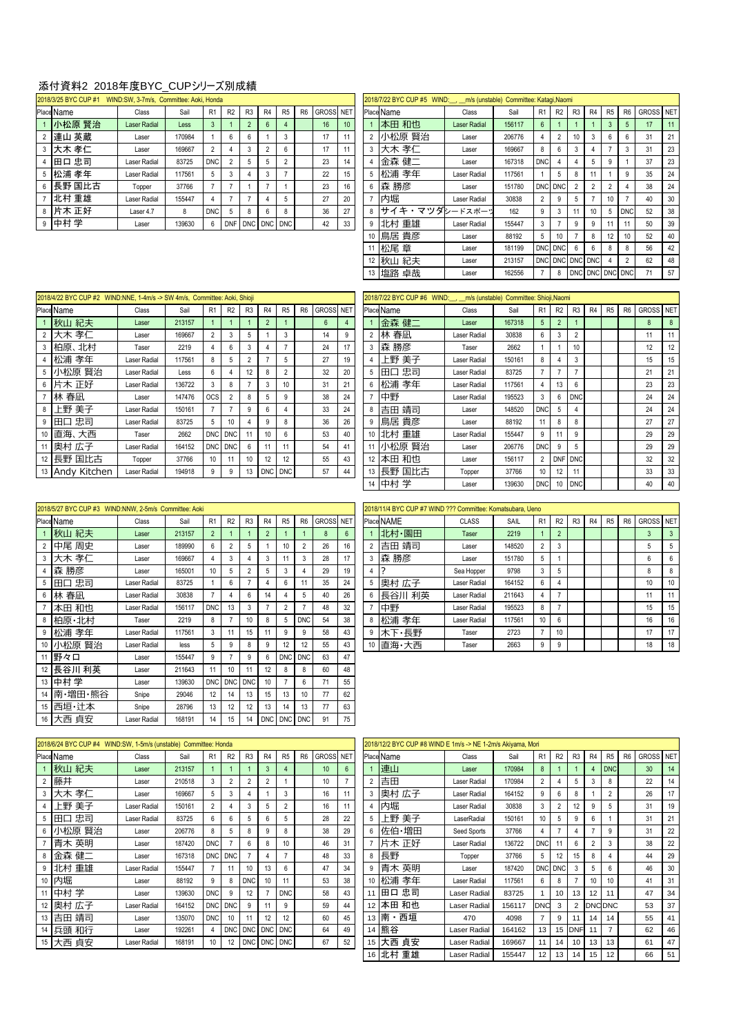# 添付資料2 2018年度BYC_CUPシリーズ別成績

2018/3/25 BYC CUP #1 WIND:SW, 3-7m/s, Committee: Aoki, Honda

| Place | Name | Class | Sail | R1 | R2 | R3 | R4 | R5 | R6 | GROSS | NET |
|---|---|---|---|---|---|---|---|---|---|---|---|
| 1 | 小松原 賢治 | Laser Radial | Less | 3 | 1 | 2 | 6 | 4 | | 16 | 10 |
| 2 | 連山 英蔵 | Laser | 170984 | 1 | 6 | 6 | 1 | 3 | | 17 | 11 |
| 3 | 大木 孝仁 | Laser | 169667 | 2 | 4 | 3 | 2 | 6 | | 17 | 11 |
| 4 | 田口 忠司 | Laser Radial | 83725 | DNC | 2 | 5 | 5 | 2 | | 23 | 14 |
| 5 | 松浦 孝年 | Laser Radial | 117561 | 5 | 3 | 4 | 3 | 7 | | 22 | 15 |
| 6 | 長野 国比古 | Topper | 37766 | 7 | 7 | 1 | 7 | 1 | | 23 | 16 |
| 7 | 北村 重雄 | Laser Radial | 155447 | 4 | 7 | 7 | 4 | 5 | | 27 | 20 |
| 8 | 片木 正好 | Laser 4.7 | 8 | DNC | 5 | 8 | 6 | 8 | | 36 | 27 |
| 9 | 中村 学 | Laser | 139630 | 6 | DNF | DNC | DNC | DNC | | 42 | 33 |

2018/4/22 BYC CUP #2 WIND:NNE, 1-4m/s -> SW 4m/s, Committee: Aoki, Shioji

| Place | Name | Class | Sail | R1 | R2 | R3 | R4 | R5 | R6 | GROSS | NET |
|---|---|---|---|---|---|---|---|---|---|---|---|
| 1 | 秋山 紀夫 | Laser | 213157 | 1 | 1 | 1 | 2 | 1 | | 6 | 4 |
| 2 | 大木 孝仁 | Laser | 169667 | 2 | 3 | 5 | 1 | 3 | | 14 | 9 |
| 3 | 柏原、北村 | Taser | 2219 | 4 | 6 | 3 | 4 | 7 | | 24 | 17 |
| 4 | 松浦 孝年 | Laser Radial | 117561 | 8 | 5 | 2 | 7 | 5 | | 27 | 19 |
| 5 | 小松原 賢治 | Laser Radial | Less | 6 | 4 | 12 | 8 | 2 | | 32 | 20 |
| 6 | 片木 正好 | Laser Radial | 136722 | 3 | 8 | 7 | 3 | 10 | | 31 | 21 |
| 7 | 林 春凪 | Laser | 147476 | OCS | 2 | 8 | 5 | 9 | | 38 | 24 |
| 8 | 上野 美子 | Laser Radial | 150161 | 7 | 7 | 9 | 6 | 4 | | 33 | 24 |
| 9 | 田口 忠司 | Laser Radial | 83725 | 5 | 10 | 4 | 9 | 8 | | 36 | 26 |
| 10 | 直海、大西 | Taser | 2662 | DNC | DNC | 11 | 10 | 6 | | 53 | 40 |
| 11 | 奥村 広子 | Laser Radial | 164152 | DNC | DNC | 6 | 11 | 11 | | 54 | 41 |
| 12 | 長野 国比古 | Topper | 37766 | 10 | 11 | 10 | 12 | 12 | | 55 | 43 |
| 13 | Andy Kitchen | Laser Radial | 194918 | 9 | 9 | 13 | DNC | DNC | | 57 | 44 |

2018/5/27 BYC CUP #3 WIND:NNW, 2-5m/s Committee: Aoki

| Place | Name | Class | Sail | R1 | R2 | R3 | R4 | R5 | R6 | GROSS | NET |
|---|---|---|---|---|---|---|---|---|---|---|---|
| 1 | 秋山 紀夫 | Laser | 213157 | 2 | 1 | 1 | 2 | 1 | 1 | 8 | 6 |
| 2 | 中尾 周史 | Laser | 189990 | 6 | 2 | 5 | 1 | 10 | 2 | 26 | 16 |
| 3 | 大木 孝仁 | Laser | 169667 | 4 | 3 | 4 | 3 | 11 | 3 | 28 | 17 |
| 4 | 森 勝彦 | Laser | 165001 | 10 | 5 | 2 | 5 | 3 | 4 | 29 | 19 |
| 5 | 田口 忠司 | Laser Radial | 83725 | 1 | 6 | 7 | 4 | 6 | 11 | 35 | 24 |
| 6 | 林 春凪 | Laser Radial | 30838 | 7 | 4 | 6 | 14 | 4 | 5 | 40 | 26 |
| 7 | 本田 和也 | Laser Radial | 156117 | DNC | 13 | 3 | 7 | 2 | 7 | 48 | 32 |
| 8 | 柏原・北村 | Taser | 2219 | 8 | 7 | 10 | 8 | 5 | DNC | 54 | 38 |
| 9 | 松浦 孝年 | Laser Radial | 117561 | 3 | 11 | 15 | 11 | 9 | 9 | 58 | 43 |
| 10 | 小松原 賢治 | Laser Radial | less | 5 | 9 | 8 | 9 | 12 | 12 | 55 | 43 |
| 11 | 野々口 | Laser | 155447 | 9 | 7 | 9 | 6 | DNC | DNC | 63 | 47 |
| 12 | 長谷川 利英 | Laser | 211643 | 11 | 10 | 11 | 12 | 8 | 8 | 60 | 48 |
| 13 | 中村 学 | Laser | 139630 | DNC | DNC | DNC | 10 | 7 | 6 | 71 | 55 |
| 14 | 南・増田・熊谷 | Snipe | 29046 | 12 | 14 | 13 | 15 | 13 | 10 | 77 | 62 |
| 15 | 西垣・辻本 | Snipe | 28796 | 13 | 12 | 12 | 13 | 14 | 13 | 77 | 63 |
| 16 | 大西 貞安 | Laser Radial | 168191 | 14 | 15 | 14 | DNC | DNC | DNC | 91 | 75 |

2018/6/24 BYC CUP #4 WIND:SW, 1-5m/s (unstable) Committee: Honda

| Place | Name | Class | Sail | R1 | R2 | R3 | R4 | R5 | R6 | GROSS | NET |
|---|---|---|---|---|---|---|---|---|---|---|---|
| 1 | 秋山 紀夫 | Laser | 213157 | 1 | 1 | 1 | 3 | 4 | | 10 | 6 |
| 2 | 藤井 | Laser | 210518 | 3 | 2 | 2 | 2 | 1 | | 10 | 7 |
| 3 | 大木 孝仁 | Laser | 169667 | 5 | 3 | 4 | 1 | 3 | | 16 | 11 |
| 4 | 上野 美子 | Laser Radial | 150161 | 2 | 4 | 3 | 5 | 2 | | 16 | 11 |
| 5 | 田口 忠司 | Laser Radial | 83725 | 6 | 6 | 5 | 6 | 5 | | 28 | 22 |
| 6 | 小松原 賢治 | Laser | 206776 | 8 | 5 | 8 | 9 | 8 | | 38 | 29 |
| 7 | 青木 英明 | Laser | 187420 | DNC | 7 | 6 | 8 | 10 | | 46 | 31 |
| 8 | 金森 健二 | Laser | 167318 | DNC | DNC | 7 | 4 | 7 | | 48 | 33 |
| 9 | 北村 重雄 | Laser Radial | 155447 | 7 | 11 | 10 | 13 | 6 | | 47 | 34 |
| 10 | 内堀 | Laser | 88192 | 9 | 8 | DNC | 10 | 11 | | 53 | 38 |
| 11 | 中村 学 | Laser | 139630 | DNC | 9 | 12 | 7 | DNC | | 58 | 43 |
| 12 | 奥村 広子 | Laser Radial | 164152 | DNC | DNC | 9 | 11 | 9 | | 59 | 44 |
| 13 | 吉田 靖司 | Laser | 135070 | DNC | 10 | 11 | 12 | 12 | | 60 | 45 |
| 14 | 兵頭 和行 | Laser | 192261 | 4 | DNC | DNC | DNC | DNC | | 64 | 49 |
| 15 | 大西 貞安 | Laser Radial | 168191 | 10 | 12 | DNC | DNC | DNC | | 67 | 52 |

2018/7/22 BYC CUP #5 WIND:__, __m/s (unstable) Committee: Katagi,Naomi

| Place | Name | Class | Sail | R1 | R2 | R3 | R4 | R5 | R6 | GROSS | NET |
|---|---|---|---|---|---|---|---|---|---|---|---|
| 1 | 本田 和也 | Laser Radial | 156117 | 6 | 1 | 1 | 1 | 3 | 5 | 17 | 11 |
| 2 | 小松原 賢治 | Laser | 206776 | 4 | 2 | 10 | 3 | 6 | 6 | 31 | 21 |
| 3 | 大木 孝仁 | Laser | 169667 | 8 | 6 | 3 | 4 | 7 | 3 | 31 | 23 |
| 4 | 金森 健二 | Laser | 167318 | DNC | 4 | 4 | 5 | 9 | 1 | 37 | 23 |
| 5 | 松浦 孝年 | Laser Radial | 117561 | 1 | 5 | 8 | 11 | 1 | 9 | 35 | 24 |
| 6 | 森 勝彦 | Laser | 151780 | DNC | DNC | 2 | 2 | 2 | 4 | 38 | 24 |
| 7 | 内堀 | Laser Radial | 30838 | 2 | 9 | 5 | 7 | 10 | 7 | 40 | 30 |
| 8 | サイキ・マツダ | シードスポーツ | 162 | 9 | 3 | 11 | 10 | 5 | DNC | 52 | 38 |
| 9 | 北村 重雄 | Laser Radial | 155447 | 3 | 7 | 9 | 9 | 11 | 11 | 50 | 39 |
| 10 | 鳥居 貴彦 | Laser | 88192 | 5 | 10 | 7 | 8 | 12 | 10 | 52 | 40 |
| 11 | 松尾 章 | Laser | 181199 | DNC | DNC | 6 | 6 | 8 | 8 | 56 | 42 |
| 12 | 秋山 紀夫 | Laser | 213157 | DNC | DNC | DNC | DNC | 4 | 2 | 62 | 48 |
| 13 | 塩路 卓哉 | Laser | 162556 | 7 | 8 | DNC | DNC | DNC | DNC | 71 | 57 |

2018/7/22 BYC CUP #6 WIND:__, __m/s (unstable) Committee: Shioji,Naomi

| Place | Name | Class | Sail | R1 | R2 | R3 | R4 | R5 | R6 | GROSS | NET |
|---|---|---|---|---|---|---|---|---|---|---|---|
| 1 | 金森 健二 | Laser | 167318 | 5 | 2 | 1 | | | | 8 | 8 |
| 2 | 林 春凪 | Laser Radial | 30838 | 6 | 3 | 2 | | | | 11 | 11 |
| 3 | 森 勝彦 | Taser | 2662 | 1 | 1 | 10 | | | | 12 | 12 |
| 4 | 上野 美子 | Laser Radial | 150161 | 8 | 4 | 3 | | | | 15 | 15 |
| 5 | 田口 忠司 | Laser Radial | 83725 | 7 | 7 | 7 | | | | 21 | 21 |
| 6 | 松浦 孝年 | Laser Radial | 117561 | 4 | 13 | 6 | | | | 23 | 23 |
| 7 | 中野 | Laser Radial | 195523 | 3 | 6 | DNC | | | | 24 | 24 |
| 8 | 吉田 靖司 | Laser | 148520 | DNC | 5 | 4 | | | | 24 | 24 |
| 9 | 鳥居 貴彦 | Laser | 88192 | 11 | 8 | 8 | | | | 27 | 27 |
| 10 | 北村 重雄 | Laser Radial | 155447 | 9 | 11 | 9 | | | | 29 | 29 |
| 11 | 小松原 賢治 | Laser | 206776 | DNC | 9 | 5 | | | | 29 | 29 |
| 12 | 本田 和也 | Laser | 156117 | 2 | DNF | DNC | | | | 32 | 32 |
| 13 | 長野 国比古 | Topper | 37766 | 10 | 12 | 11 | | | | 33 | 33 |
| 14 | 中村 学 | Laser | 139630 | DNC | 10 | DNC | | | | 40 | 40 |

2018/11/4 BYC CUP #7 WIND ??? Committee: Komatsubara, Ueno

| Place | NAME | CLASS | SAIL | R1 | R2 | R3 | R4 | R5 | R6 | GROSS | NET |
|---|---|---|---|---|---|---|---|---|---|---|---|
| 1 | 北村・園田 | Taser | 2219 | 1 | 2 | | | | | 3 | 3 |
| 2 | 吉田 靖司 | Laser | 148520 | 2 | 3 | | | | | 5 | 5 |
| 3 | 森 勝彦 | Laser | 151780 | 5 | 1 | | | | | 6 | 6 |
| 4 | ? | Sea Hopper | 9798 | 3 | 5 | | | | | 8 | 8 |
| 5 | 奥村 広子 | Laser Radial | 164152 | 6 | 4 | | | | | 10 | 10 |
| 6 | 長谷川 利英 | Laser Radial | 211643 | 4 | 7 | | | | | 11 | 11 |
| 7 | 中野 | Laser Radial | 195523 | 8 | 7 | | | | | 15 | 15 |
| 8 | 松浦 孝年 | Laser Radial | 117561 | 10 | 6 | | | | | 16 | 16 |
| 9 | 木下・長野 | Taser | 2723 | 7 | 10 | | | | | 17 | 17 |
| 10 | 直海・大西 | Taser | 2663 | 9 | 9 | | | | | 18 | 18 |

2018/12/2 BYC CUP #8 WIND E 1m/s -> NE 1-2m/s Akiyama, Mori

| Place | Name | Class | Sail | R1 | R2 | R3 | R4 | R5 | R6 | GROSS | NET |
|---|---|---|---|---|---|---|---|---|---|---|---|
| 1 | 連山 | Laser | 170984 | 8 | 1 | 1 | 4 | DNC | | 30 | 14 |
| 2 | 吉田 | Laser Radial | 170984 | 2 | 4 | 5 | 3 | 8 | | 22 | 14 |
| 3 | 奥村 広子 | Laser Radial | 164152 | 9 | 6 | 8 | 1 | 2 | | 26 | 17 |
| 4 | 内堀 | Laser Radial | 30838 | 3 | 2 | 12 | 9 | 5 | | 31 | 19 |
| 5 | 上野 美子 | LaserRadial | 150161 | 10 | 5 | 9 | 6 | 1 | | 31 | 21 |
| 6 | 佐伯・増田 | Seed Sports | 37766 | 4 | 7 | 4 | 7 | 9 | | 31 | 22 |
| 7 | 片木 正好 | Laser Radial | 136722 | DNC | 11 | 6 | 2 | 3 | | 38 | 22 |
| 8 | 長野 | Topper | 37766 | 5 | 12 | 15 | 8 | 4 | | 44 | 29 |
| 9 | 青木 英明 | Laser | 187420 | DNC | DNC | 3 | 5 | 6 | | 46 | 30 |
| 10 | 松浦 孝年 | Laser Radial | 117561 | 6 | 8 | 7 | 10 | 10 | | 41 | 31 |
| 11 | 田口 忠司 | Laser Radial | 83725 | 1 | 10 | 13 | 12 | 11 | | 47 | 34 |
| 12 | 本田 和也 | Laser Radial | 156117 | DNC | 3 | 2 | DNC | DNC | | 53 | 37 |
| 13 | 南・西垣 | 470 | 4098 | 7 | 9 | 11 | 14 | 14 | | 55 | 41 |
| 14 | 熊谷 | Laser Radial | 164162 | 13 | 15 | DNF | 11 | 7 | | 62 | 46 |
| 15 | 大西 貞安 | Laser Radial | 169667 | 11 | 14 | 10 | 13 | 13 | | 61 | 47 |
| 16 | 北村 重雄 | Laser Radial | 155447 | 12 | 13 | 14 | 15 | 12 | | 66 | 51 |